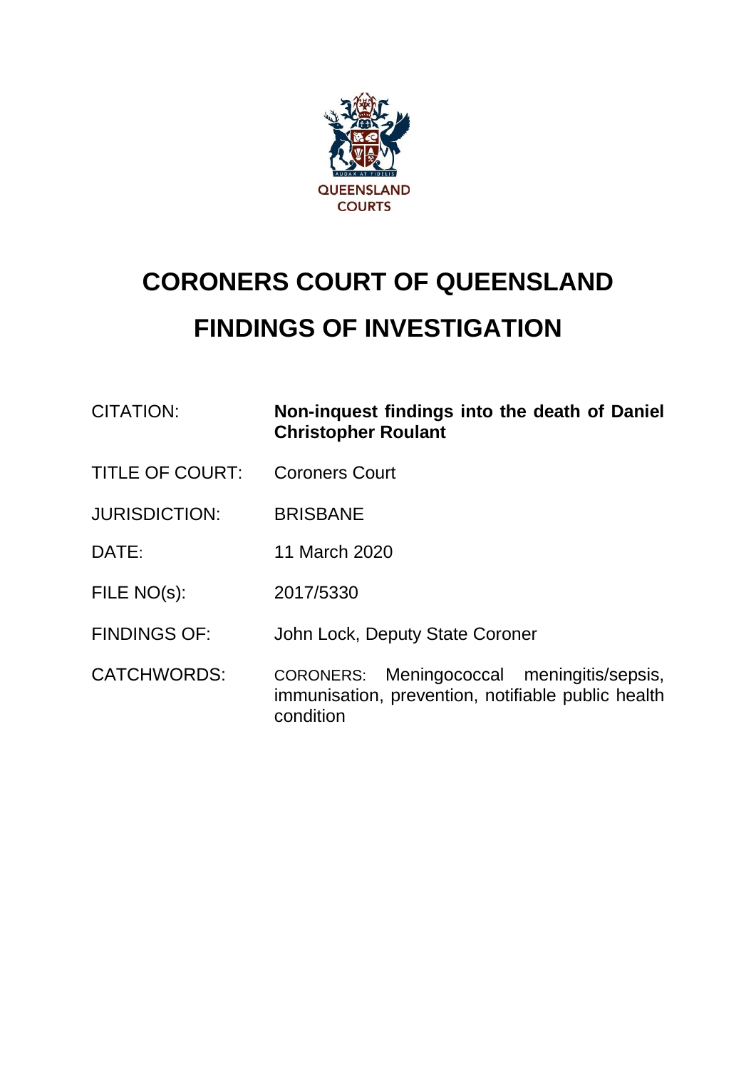QUEENSLAND COURTS

# CORONERS COURT OF QUEENSLAND

# FINDINGS OF INVESTIGATION

| | |
|---|---|
| CITATION: | **Non-inquest findings into the death of Daniel Christopher Roulant** |
| TITLE OF COURT: | Coroners Court |
| JURISDICTION: | BRISBANE |
| DATE: | 11 March 2020 |
| FILE NO(s): | 2017/5330 |
| FINDINGS OF: | John Lock, Deputy State Coroner |
| CATCHWORDS: | CORONERS: Meningococcal meningitis/sepsis, immunisation, prevention, notifiable public health condition |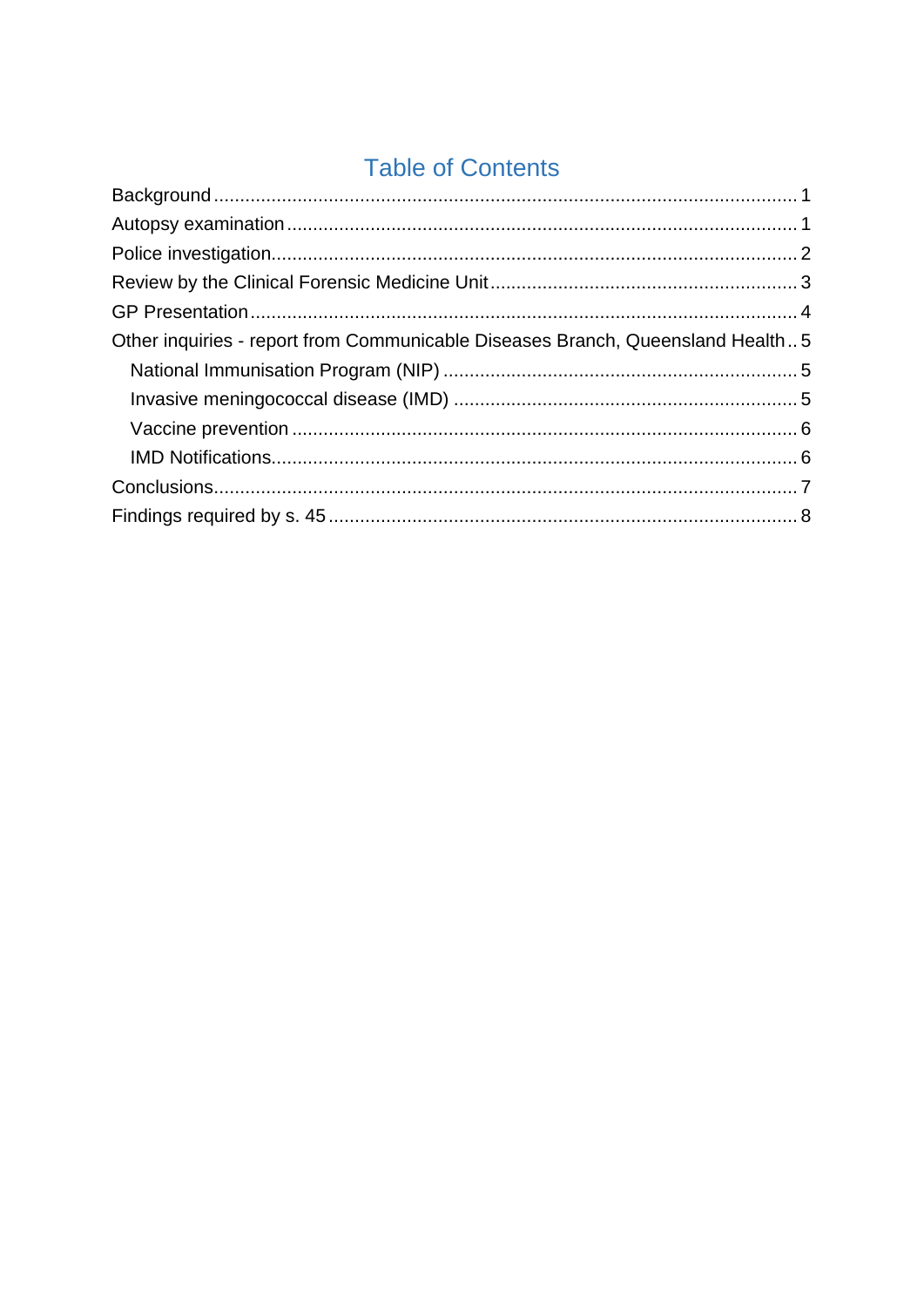# Table of Contents

Background ........................................................................................................ 1
Autopsy examination ........................................................................................... 1
Police investigation.............................................................................................. 2
Review by the Clinical Forensic Medicine Unit .................................................... 3
GP Presentation .................................................................................................. 4
Other inquiries - report from Communicable Diseases Branch, Queensland Health .. 5
- National Immunisation Program (NIP) ............................................................. 5
- Invasive meningococcal disease (IMD) ........................................................... 5
- Vaccine prevention ......................................................................................... 6
- IMD Notifications............................................................................................. 6

Conclusions......................................................................................................... 7
Findings required by s. 45 ................................................................................... 8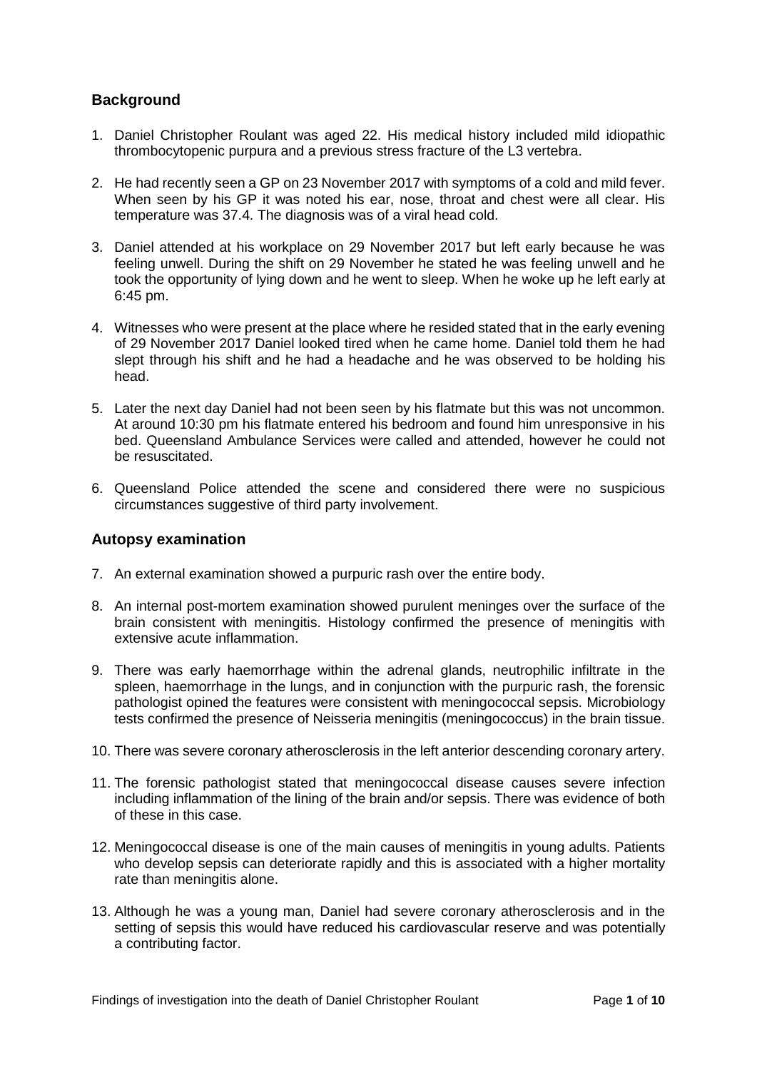## Background

1. Daniel Christopher Roulant was aged 22. His medical history included mild idiopathic thrombocytopenic purpura and a previous stress fracture of the L3 vertebra.

2. He had recently seen a GP on 23 November 2017 with symptoms of a cold and mild fever. When seen by his GP it was noted his ear, nose, throat and chest were all clear. His temperature was 37.4. The diagnosis was of a viral head cold.

3. Daniel attended at his workplace on 29 November 2017 but left early because he was feeling unwell. During the shift on 29 November he stated he was feeling unwell and he took the opportunity of lying down and he went to sleep. When he woke up he left early at 6:45 pm.

4. Witnesses who were present at the place where he resided stated that in the early evening of 29 November 2017 Daniel looked tired when he came home. Daniel told them he had slept through his shift and he had a headache and he was observed to be holding his head.

5. Later the next day Daniel had not been seen by his flatmate but this was not uncommon. At around 10:30 pm his flatmate entered his bedroom and found him unresponsive in his bed. Queensland Ambulance Services were called and attended, however he could not be resuscitated.

6. Queensland Police attended the scene and considered there were no suspicious circumstances suggestive of third party involvement.

## Autopsy examination

7. An external examination showed a purpuric rash over the entire body.

8. An internal post-mortem examination showed purulent meninges over the surface of the brain consistent with meningitis. Histology confirmed the presence of meningitis with extensive acute inflammation.

9. There was early haemorrhage within the adrenal glands, neutrophilic infiltrate in the spleen, haemorrhage in the lungs, and in conjunction with the purpuric rash, the forensic pathologist opined the features were consistent with meningococcal sepsis. Microbiology tests confirmed the presence of Neisseria meningitis (meningococcus) in the brain tissue.

10. There was severe coronary atherosclerosis in the left anterior descending coronary artery.

11. The forensic pathologist stated that meningococcal disease causes severe infection including inflammation of the lining of the brain and/or sepsis. There was evidence of both of these in this case.

12. Meningococcal disease is one of the main causes of meningitis in young adults. Patients who develop sepsis can deteriorate rapidly and this is associated with a higher mortality rate than meningitis alone.

13. Although he was a young man, Daniel had severe coronary atherosclerosis and in the setting of sepsis this would have reduced his cardiovascular reserve and was potentially a contributing factor.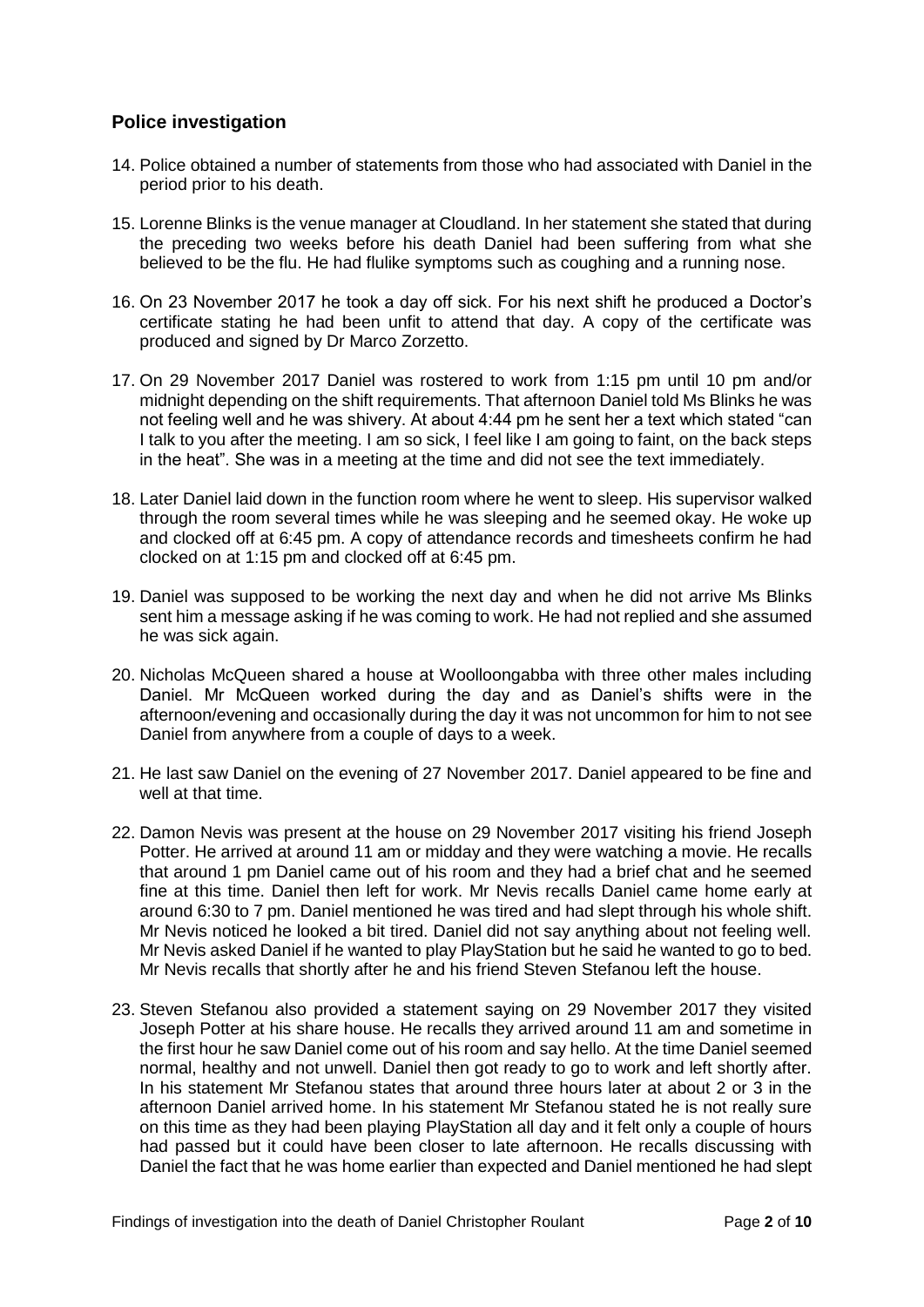## Police investigation

14. Police obtained a number of statements from those who had associated with Daniel in the period prior to his death.

15. Lorenne Blinks is the venue manager at Cloudland. In her statement she stated that during the preceding two weeks before his death Daniel had been suffering from what she believed to be the flu. He had flulike symptoms such as coughing and a running nose.

16. On 23 November 2017 he took a day off sick. For his next shift he produced a Doctor's certificate stating he had been unfit to attend that day. A copy of the certificate was produced and signed by Dr Marco Zorzetto.

17. On 29 November 2017 Daniel was rostered to work from 1:15 pm until 10 pm and/or midnight depending on the shift requirements. That afternoon Daniel told Ms Blinks he was not feeling well and he was shivery. At about 4:44 pm he sent her a text which stated "can I talk to you after the meeting. I am so sick, I feel like I am going to faint, on the back steps in the heat". She was in a meeting at the time and did not see the text immediately.

18. Later Daniel laid down in the function room where he went to sleep. His supervisor walked through the room several times while he was sleeping and he seemed okay. He woke up and clocked off at 6:45 pm. A copy of attendance records and timesheets confirm he had clocked on at 1:15 pm and clocked off at 6:45 pm.

19. Daniel was supposed to be working the next day and when he did not arrive Ms Blinks sent him a message asking if he was coming to work. He had not replied and she assumed he was sick again.

20. Nicholas McQueen shared a house at Woolloongabba with three other males including Daniel. Mr McQueen worked during the day and as Daniel's shifts were in the afternoon/evening and occasionally during the day it was not uncommon for him to not see Daniel from anywhere from a couple of days to a week.

21. He last saw Daniel on the evening of 27 November 2017. Daniel appeared to be fine and well at that time.

22. Damon Nevis was present at the house on 29 November 2017 visiting his friend Joseph Potter. He arrived at around 11 am or midday and they were watching a movie. He recalls that around 1 pm Daniel came out of his room and they had a brief chat and he seemed fine at this time. Daniel then left for work. Mr Nevis recalls Daniel came home early at around 6:30 to 7 pm. Daniel mentioned he was tired and had slept through his whole shift. Mr Nevis noticed he looked a bit tired. Daniel did not say anything about not feeling well. Mr Nevis asked Daniel if he wanted to play PlayStation but he said he wanted to go to bed. Mr Nevis recalls that shortly after he and his friend Steven Stefanou left the house.

23. Steven Stefanou also provided a statement saying on 29 November 2017 they visited Joseph Potter at his share house. He recalls they arrived around 11 am and sometime in the first hour he saw Daniel come out of his room and say hello. At the time Daniel seemed normal, healthy and not unwell. Daniel then got ready to go to work and left shortly after. In his statement Mr Stefanou states that around three hours later at about 2 or 3 in the afternoon Daniel arrived home. In his statement Mr Stefanou stated he is not really sure on this time as they had been playing PlayStation all day and it felt only a couple of hours had passed but it could have been closer to late afternoon. He recalls discussing with Daniel the fact that he was home earlier than expected and Daniel mentioned he had slept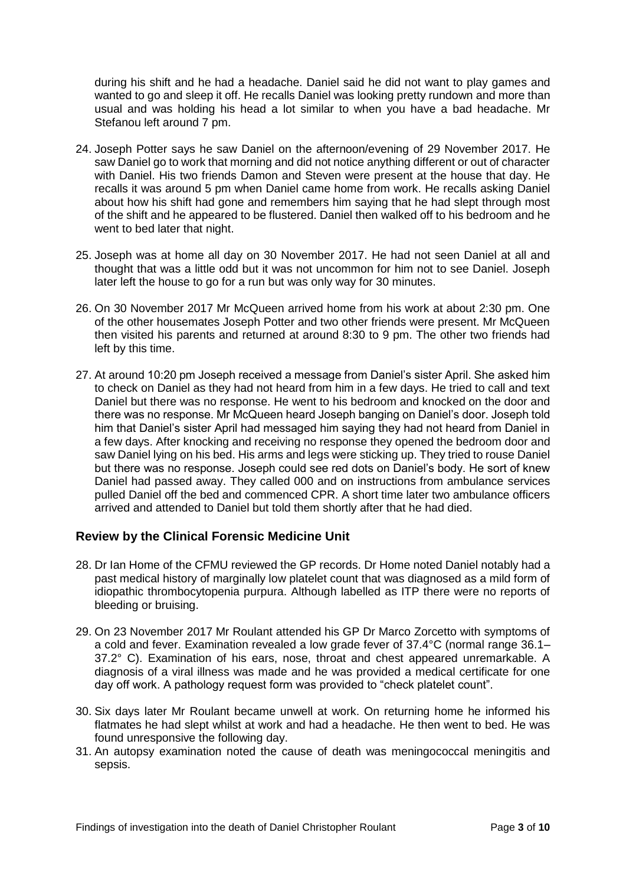during his shift and he had a headache. Daniel said he did not want to play games and wanted to go and sleep it off. He recalls Daniel was looking pretty rundown and more than usual and was holding his head a lot similar to when you have a bad headache. Mr Stefanou left around 7 pm.

24. Joseph Potter says he saw Daniel on the afternoon/evening of 29 November 2017. He saw Daniel go to work that morning and did not notice anything different or out of character with Daniel. His two friends Damon and Steven were present at the house that day. He recalls it was around 5 pm when Daniel came home from work. He recalls asking Daniel about how his shift had gone and remembers him saying that he had slept through most of the shift and he appeared to be flustered. Daniel then walked off to his bedroom and he went to bed later that night.

25. Joseph was at home all day on 30 November 2017. He had not seen Daniel at all and thought that was a little odd but it was not uncommon for him not to see Daniel. Joseph later left the house to go for a run but was only way for 30 minutes.

26. On 30 November 2017 Mr McQueen arrived home from his work at about 2:30 pm. One of the other housemates Joseph Potter and two other friends were present. Mr McQueen then visited his parents and returned at around 8:30 to 9 pm. The other two friends had left by this time.

27. At around 10:20 pm Joseph received a message from Daniel's sister April. She asked him to check on Daniel as they had not heard from him in a few days. He tried to call and text Daniel but there was no response. He went to his bedroom and knocked on the door and there was no response. Mr McQueen heard Joseph banging on Daniel's door. Joseph told him that Daniel's sister April had messaged him saying they had not heard from Daniel in a few days. After knocking and receiving no response they opened the bedroom door and saw Daniel lying on his bed. His arms and legs were sticking up. They tried to rouse Daniel but there was no response. Joseph could see red dots on Daniel's body. He sort of knew Daniel had passed away. They called 000 and on instructions from ambulance services pulled Daniel off the bed and commenced CPR. A short time later two ambulance officers arrived and attended to Daniel but told them shortly after that he had died.

## Review by the Clinical Forensic Medicine Unit

28. Dr Ian Home of the CFMU reviewed the GP records. Dr Home noted Daniel notably had a past medical history of marginally low platelet count that was diagnosed as a mild form of idiopathic thrombocytopenia purpura. Although labelled as ITP there were no reports of bleeding or bruising.

29. On 23 November 2017 Mr Roulant attended his GP Dr Marco Zorcetto with symptoms of a cold and fever. Examination revealed a low grade fever of 37.4°C (normal range 36.1–37.2° C). Examination of his ears, nose, throat and chest appeared unremarkable. A diagnosis of a viral illness was made and he was provided a medical certificate for one day off work. A pathology request form was provided to "check platelet count".

30. Six days later Mr Roulant became unwell at work. On returning home he informed his flatmates he had slept whilst at work and had a headache. He then went to bed. He was found unresponsive the following day.

31. An autopsy examination noted the cause of death was meningococcal meningitis and sepsis.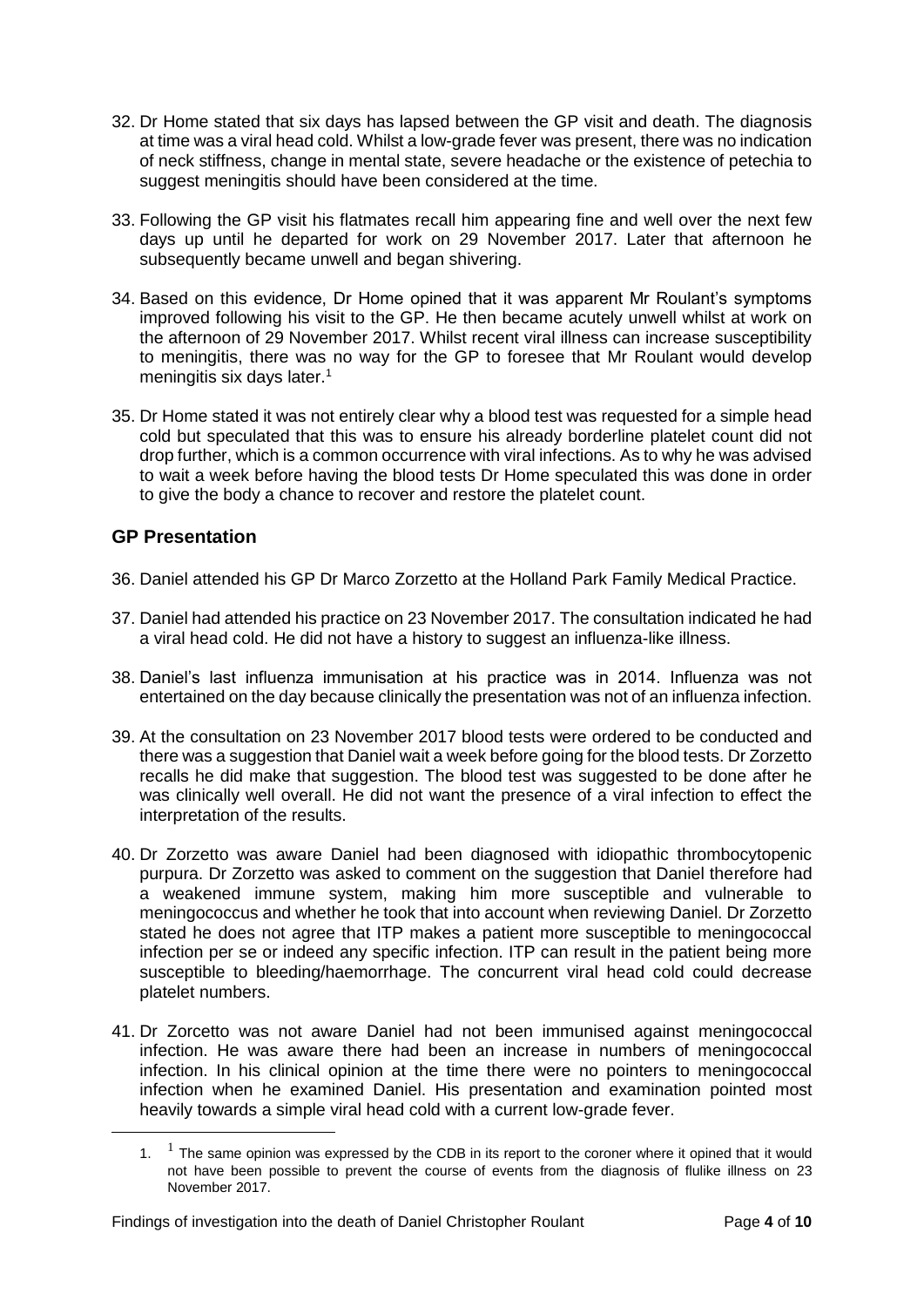32. Dr Home stated that six days has lapsed between the GP visit and death. The diagnosis at time was a viral head cold. Whilst a low-grade fever was present, there was no indication of neck stiffness, change in mental state, severe headache or the existence of petechia to suggest meningitis should have been considered at the time.

33. Following the GP visit his flatmates recall him appearing fine and well over the next few days up until he departed for work on 29 November 2017. Later that afternoon he subsequently became unwell and began shivering.

34. Based on this evidence, Dr Home opined that it was apparent Mr Roulant's symptoms improved following his visit to the GP. He then became acutely unwell whilst at work on the afternoon of 29 November 2017. Whilst recent viral illness can increase susceptibility to meningitis, there was no way for the GP to foresee that Mr Roulant would develop meningitis six days later.[1]

35. Dr Home stated it was not entirely clear why a blood test was requested for a simple head cold but speculated that this was to ensure his already borderline platelet count did not drop further, which is a common occurrence with viral infections. As to why he was advised to wait a week before having the blood tests Dr Home speculated this was done in order to give the body a chance to recover and restore the platelet count.

## GP Presentation

36. Daniel attended his GP Dr Marco Zorzetto at the Holland Park Family Medical Practice.

37. Daniel had attended his practice on 23 November 2017. The consultation indicated he had a viral head cold. He did not have a history to suggest an influenza-like illness.

38. Daniel's last influenza immunisation at his practice was in 2014. Influenza was not entertained on the day because clinically the presentation was not of an influenza infection.

39. At the consultation on 23 November 2017 blood tests were ordered to be conducted and there was a suggestion that Daniel wait a week before going for the blood tests. Dr Zorzetto recalls he did make that suggestion. The blood test was suggested to be done after he was clinically well overall. He did not want the presence of a viral infection to effect the interpretation of the results.

40. Dr Zorzetto was aware Daniel had been diagnosed with idiopathic thrombocytopenic purpura. Dr Zorzetto was asked to comment on the suggestion that Daniel therefore had a weakened immune system, making him more susceptible and vulnerable to meningococcus and whether he took that into account when reviewing Daniel. Dr Zorzetto stated he does not agree that ITP makes a patient more susceptible to meningococcal infection per se or indeed any specific infection. ITP can result in the patient being more susceptible to bleeding/haemorrhage. The concurrent viral head cold could decrease platelet numbers.

41. Dr Zorcetto was not aware Daniel had not been immunised against meningococcal infection. He was aware there had been an increase in numbers of meningococcal infection. In his clinical opinion at the time there were no pointers to meningococcal infection when he examined Daniel. His presentation and examination pointed most heavily towards a simple viral head cold with a current low-grade fever.

---

[1] The same opinion was expressed by the CDB in its report to the coroner where it opined that it would not have been possible to prevent the course of events from the diagnosis of flulike illness on 23 November 2017.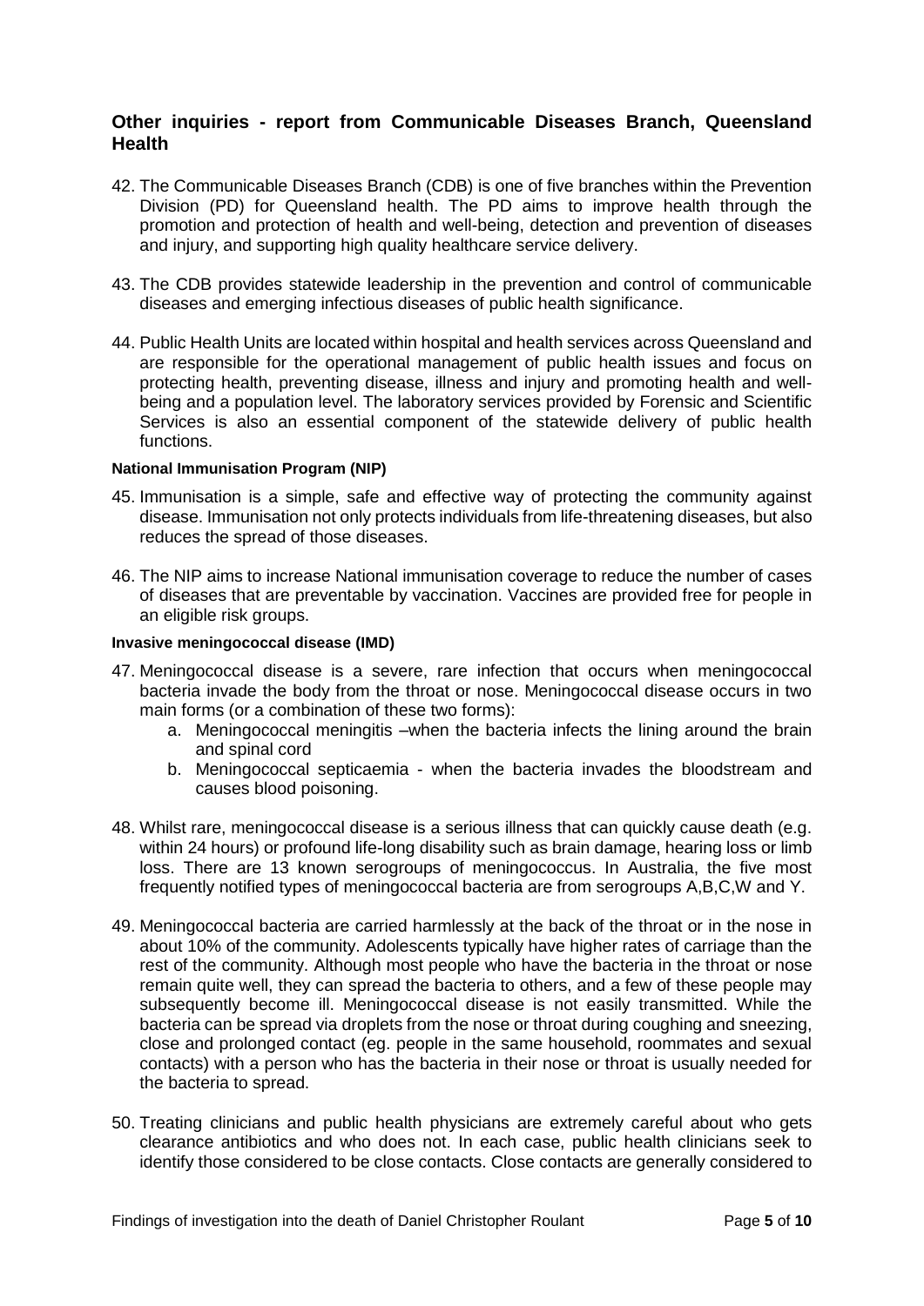## Other inquiries - report from Communicable Diseases Branch, Queensland Health

42. The Communicable Diseases Branch (CDB) is one of five branches within the Prevention Division (PD) for Queensland health. The PD aims to improve health through the promotion and protection of health and well-being, detection and prevention of diseases and injury, and supporting high quality healthcare service delivery.

43. The CDB provides statewide leadership in the prevention and control of communicable diseases and emerging infectious diseases of public health significance.

44. Public Health Units are located within hospital and health services across Queensland and are responsible for the operational management of public health issues and focus on protecting health, preventing disease, illness and injury and promoting health and well-being and a population level. The laboratory services provided by Forensic and Scientific Services is also an essential component of the statewide delivery of public health functions.

#### National Immunisation Program (NIP)

45. Immunisation is a simple, safe and effective way of protecting the community against disease. Immunisation not only protects individuals from life-threatening diseases, but also reduces the spread of those diseases.

46. The NIP aims to increase National immunisation coverage to reduce the number of cases of diseases that are preventable by vaccination. Vaccines are provided free for people in an eligible risk groups.

#### Invasive meningococcal disease (IMD)

47. Meningococcal disease is a severe, rare infection that occurs when meningococcal bacteria invade the body from the throat or nose. Meningococcal disease occurs in two main forms (or a combination of these two forms):
    a. Meningococcal meningitis –when the bacteria infects the lining around the brain and spinal cord
    b. Meningococcal septicaemia - when the bacteria invades the bloodstream and causes blood poisoning.

48. Whilst rare, meningococcal disease is a serious illness that can quickly cause death (e.g. within 24 hours) or profound life-long disability such as brain damage, hearing loss or limb loss. There are 13 known serogroups of meningococcus. In Australia, the five most frequently notified types of meningococcal bacteria are from serogroups A,B,C,W and Y.

49. Meningococcal bacteria are carried harmlessly at the back of the throat or in the nose in about 10% of the community. Adolescents typically have higher rates of carriage than the rest of the community. Although most people who have the bacteria in the throat or nose remain quite well, they can spread the bacteria to others, and a few of these people may subsequently become ill. Meningococcal disease is not easily transmitted. While the bacteria can be spread via droplets from the nose or throat during coughing and sneezing, close and prolonged contact (eg. people in the same household, roommates and sexual contacts) with a person who has the bacteria in their nose or throat is usually needed for the bacteria to spread.

50. Treating clinicians and public health physicians are extremely careful about who gets clearance antibiotics and who does not. In each case, public health clinicians seek to identify those considered to be close contacts. Close contacts are generally considered to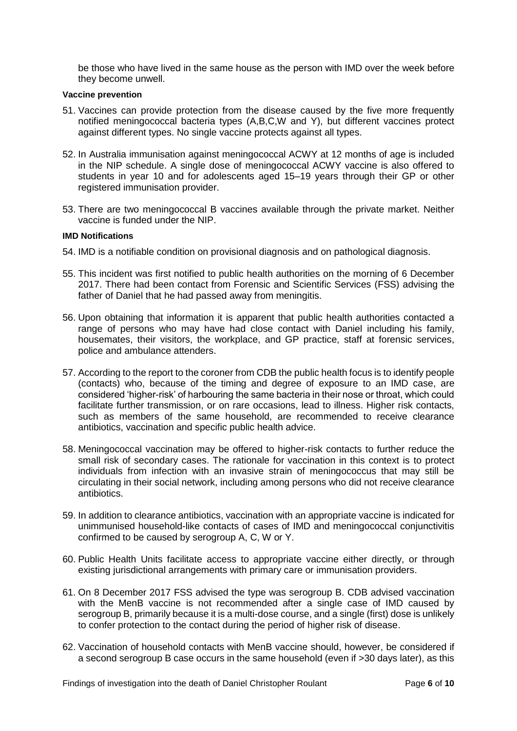be those who have lived in the same house as the person with IMD over the week before they become unwell.

#### Vaccine prevention

51. Vaccines can provide protection from the disease caused by the five more frequently notified meningococcal bacteria types (A,B,C,W and Y), but different vaccines protect against different types. No single vaccine protects against all types.

52. In Australia immunisation against meningococcal ACWY at 12 months of age is included in the NIP schedule. A single dose of meningococcal ACWY vaccine is also offered to students in year 10 and for adolescents aged 15–19 years through their GP or other registered immunisation provider.

53. There are two meningococcal B vaccines available through the private market. Neither vaccine is funded under the NIP.

#### IMD Notifications

54. IMD is a notifiable condition on provisional diagnosis and on pathological diagnosis.

55. This incident was first notified to public health authorities on the morning of 6 December 2017. There had been contact from Forensic and Scientific Services (FSS) advising the father of Daniel that he had passed away from meningitis.

56. Upon obtaining that information it is apparent that public health authorities contacted a range of persons who may have had close contact with Daniel including his family, housemates, their visitors, the workplace, and GP practice, staff at forensic services, police and ambulance attenders.

57. According to the report to the coroner from CDB the public health focus is to identify people (contacts) who, because of the timing and degree of exposure to an IMD case, are considered 'higher-risk' of harbouring the same bacteria in their nose or throat, which could facilitate further transmission, or on rare occasions, lead to illness. Higher risk contacts, such as members of the same household, are recommended to receive clearance antibiotics, vaccination and specific public health advice.

58. Meningococcal vaccination may be offered to higher-risk contacts to further reduce the small risk of secondary cases. The rationale for vaccination in this context is to protect individuals from infection with an invasive strain of meningococcus that may still be circulating in their social network, including among persons who did not receive clearance antibiotics.

59. In addition to clearance antibiotics, vaccination with an appropriate vaccine is indicated for unimmunised household-like contacts of cases of IMD and meningococcal conjunctivitis confirmed to be caused by serogroup A, C, W or Y.

60. Public Health Units facilitate access to appropriate vaccine either directly, or through existing jurisdictional arrangements with primary care or immunisation providers.

61. On 8 December 2017 FSS advised the type was serogroup B. CDB advised vaccination with the MenB vaccine is not recommended after a single case of IMD caused by serogroup B, primarily because it is a multi-dose course, and a single (first) dose is unlikely to confer protection to the contact during the period of higher risk of disease.

62. Vaccination of household contacts with MenB vaccine should, however, be considered if a second serogroup B case occurs in the same household (even if >30 days later), as this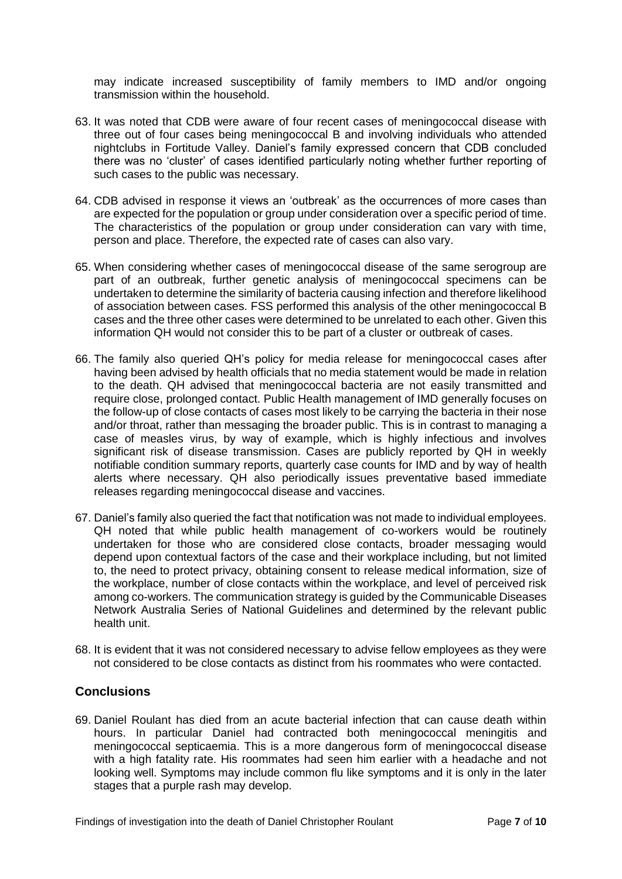may indicate increased susceptibility of family members to IMD and/or ongoing transmission within the household.

63. It was noted that CDB were aware of four recent cases of meningococcal disease with three out of four cases being meningococcal B and involving individuals who attended nightclubs in Fortitude Valley. Daniel's family expressed concern that CDB concluded there was no 'cluster' of cases identified particularly noting whether further reporting of such cases to the public was necessary.

64. CDB advised in response it views an 'outbreak' as the occurrences of more cases than are expected for the population or group under consideration over a specific period of time. The characteristics of the population or group under consideration can vary with time, person and place. Therefore, the expected rate of cases can also vary.

65. When considering whether cases of meningococcal disease of the same serogroup are part of an outbreak, further genetic analysis of meningococcal specimens can be undertaken to determine the similarity of bacteria causing infection and therefore likelihood of association between cases. FSS performed this analysis of the other meningococcal B cases and the three other cases were determined to be unrelated to each other. Given this information QH would not consider this to be part of a cluster or outbreak of cases.

66. The family also queried QH's policy for media release for meningococcal cases after having been advised by health officials that no media statement would be made in relation to the death. QH advised that meningococcal bacteria are not easily transmitted and require close, prolonged contact. Public Health management of IMD generally focuses on the follow-up of close contacts of cases most likely to be carrying the bacteria in their nose and/or throat, rather than messaging the broader public. This is in contrast to managing a case of measles virus, by way of example, which is highly infectious and involves significant risk of disease transmission. Cases are publicly reported by QH in weekly notifiable condition summary reports, quarterly case counts for IMD and by way of health alerts where necessary. QH also periodically issues preventative based immediate releases regarding meningococcal disease and vaccines.

67. Daniel's family also queried the fact that notification was not made to individual employees. QH noted that while public health management of co-workers would be routinely undertaken for those who are considered close contacts, broader messaging would depend upon contextual factors of the case and their workplace including, but not limited to, the need to protect privacy, obtaining consent to release medical information, size of the workplace, number of close contacts within the workplace, and level of perceived risk among co-workers. The communication strategy is guided by the Communicable Diseases Network Australia Series of National Guidelines and determined by the relevant public health unit.

68. It is evident that it was not considered necessary to advise fellow employees as they were not considered to be close contacts as distinct from his roommates who were contacted.

## Conclusions

69. Daniel Roulant has died from an acute bacterial infection that can cause death within hours. In particular Daniel had contracted both meningococcal meningitis and meningococcal septicaemia. This is a more dangerous form of meningococcal disease with a high fatality rate. His roommates had seen him earlier with a headache and not looking well. Symptoms may include common flu like symptoms and it is only in the later stages that a purple rash may develop.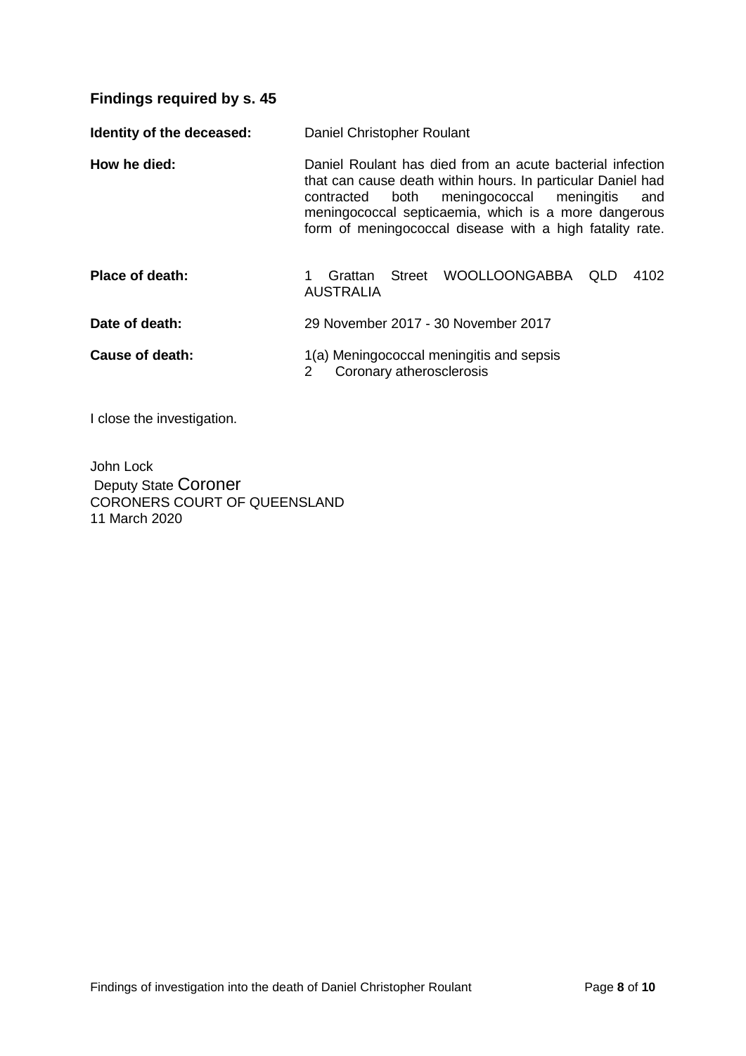## Findings required by s. 45

| | |
|---|---|
| **Identity of the deceased:** | Daniel Christopher Roulant |
| **How he died:** | Daniel Roulant has died from an acute bacterial infection that can cause death within hours. In particular Daniel had contracted both meningococcal meningitis and meningococcal septicaemia, which is a more dangerous form of meningococcal disease with a high fatality rate. |
| **Place of death:** | 1 Grattan Street WOOLLOONGABBA QLD 4102 AUSTRALIA |
| **Date of death:** | 29 November 2017 - 30 November 2017 |
| **Cause of death:** | 1(a) Meningococcal meningitis and sepsis<br>2 Coronary atherosclerosis |

I close the investigation.

John Lock
Deputy State Coroner
CORONERS COURT OF QUEENSLAND
11 March 2020